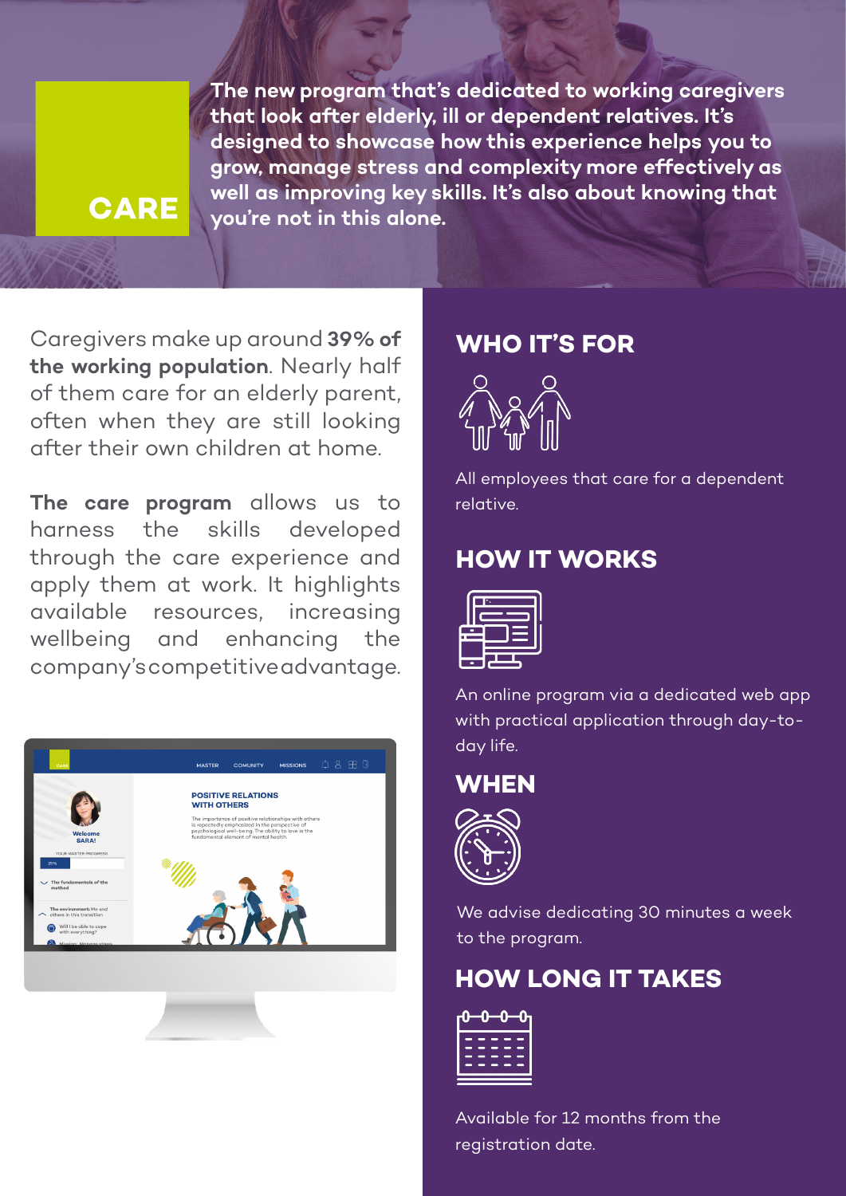# CARE

**The new program that's dedicated to working caregivers that look after elderly, ill or dependent relatives. It's designed to showcase how this experience helps you to grow, manage stress and complexity more effectively as well as improving key skills. It's also about knowing that you're not in this alone.**

Caregivers make up around **39% of the working population**. Nearly half of them care for an elderly parent, often when they are still looking after their own children at home.

**The care program** allows us to harness the skills developed through the care experience and apply them at work. It highlights available resources, increasing wellbeing and enhancing the company's competitive advantage.

## WHO IT'S FOR

All employees that care for a dependent relative.

## HOW IT WORKS

An online program via a dedicated web app with practical application through day-to-day life.

## WHEN

We advise dedicating 30 minutes a week to the program.

## HOW LONG IT TAKES

Available for 12 months from the registration date.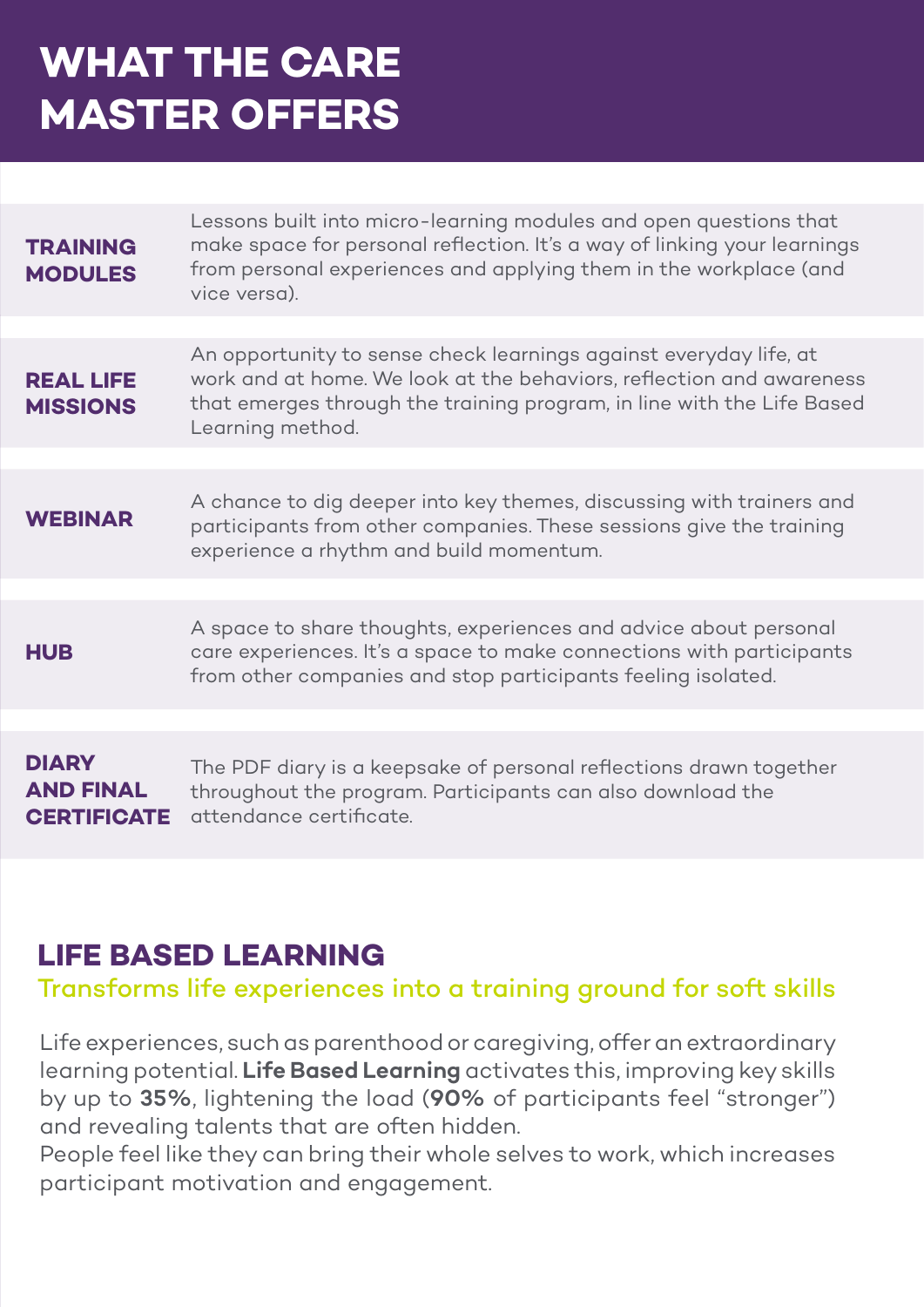# WHAT THE CARE MASTER OFFERS

| | |
|---|---|
| **TRAINING MODULES** | Lessons built into micro-learning modules and open questions that make space for personal reflection. It's a way of linking your learnings from personal experiences and applying them in the workplace (and vice versa). |
| **REAL LIFE MISSIONS** | An opportunity to sense check learnings against everyday life, at work and at home. We look at the behaviors, reflection and awareness that emerges through the training program, in line with the Life Based Learning method. |
| **WEBINAR** | A chance to dig deeper into key themes, discussing with trainers and participants from other companies. These sessions give the training experience a rhythm and build momentum. |
| **HUB** | A space to share thoughts, experiences and advice about personal care experiences. It's a space to make connections with participants from other companies and stop participants feeling isolated. |
| **DIARY AND FINAL CERTIFICATE** | The PDF diary is a keepsake of personal reflections drawn together throughout the program. Participants can also download the attendance certificate. |

## LIFE BASED LEARNING

Transforms life experiences into a training ground for soft skills

Life experiences, such as parenthood or caregiving, offer an extraordinary learning potential. **Life Based Learning** activates this, improving key skills by up to **35%**, lightening the load (**90%** of participants feel "stronger") and revealing talents that are often hidden.
People feel like they can bring their whole selves to work, which increases participant motivation and engagement.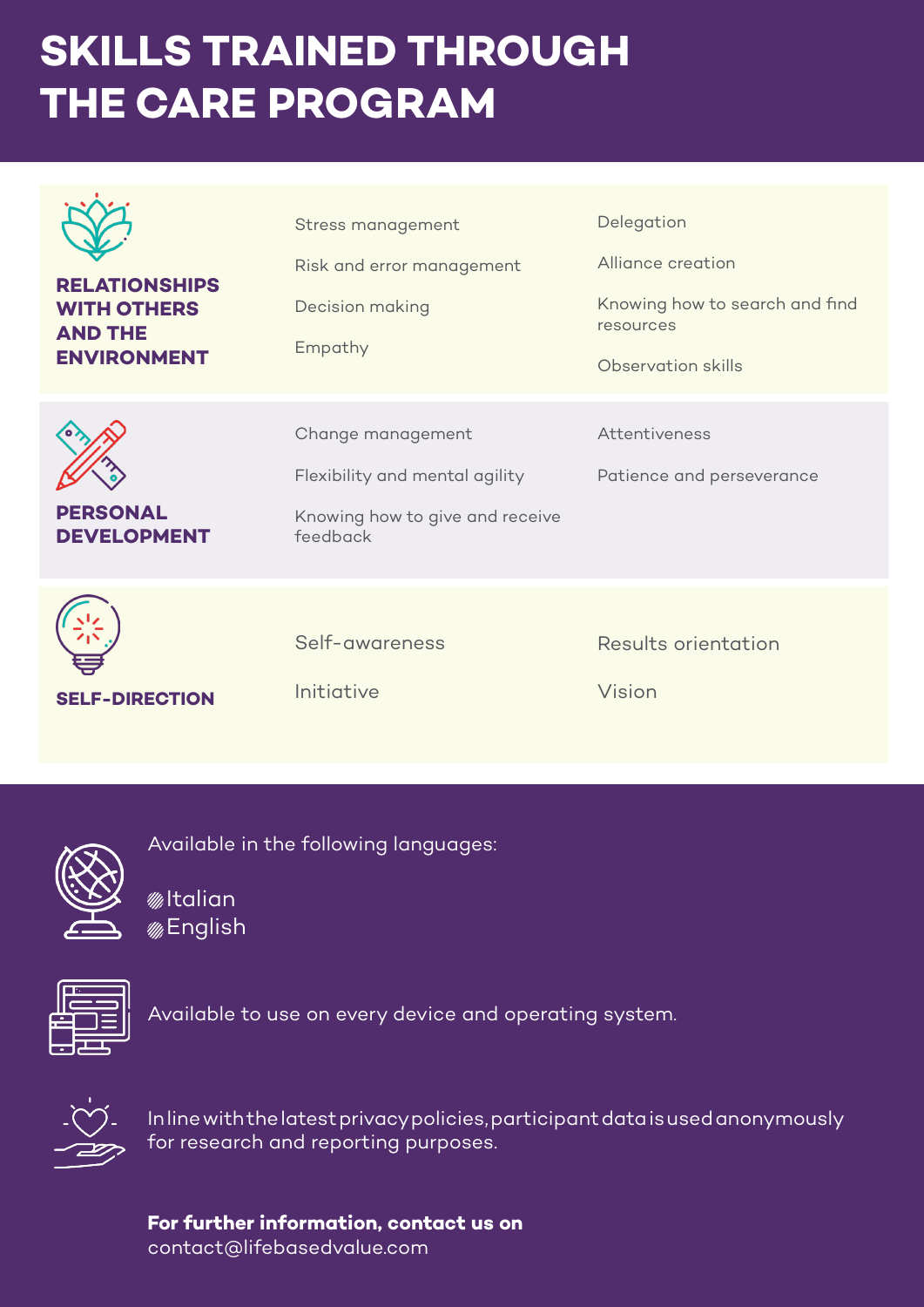# SKILLS TRAINED THROUGH THE CARE PROGRAM

## RELATIONSHIPS WITH OTHERS AND THE ENVIRONMENT

- Stress management
- Risk and error management
- Decision making
- Empathy
- Delegation
- Alliance creation
- Knowing how to search and find resources
- Observation skills

## PERSONAL DEVELOPMENT

- Change management
- Flexibility and mental agility
- Knowing how to give and receive feedback
- Attentiveness
- Patience and perseverance

## SELF-DIRECTION

- Self-awareness
- Initiative
- Results orientation
- Vision

Available in the following languages:

- Italian
- English

Available to use on every device and operating system.

In line with the latest privacy policies, participant data is used anonymously for research and reporting purposes.

**For further information, contact us on**
contact@lifebasedvalue.com